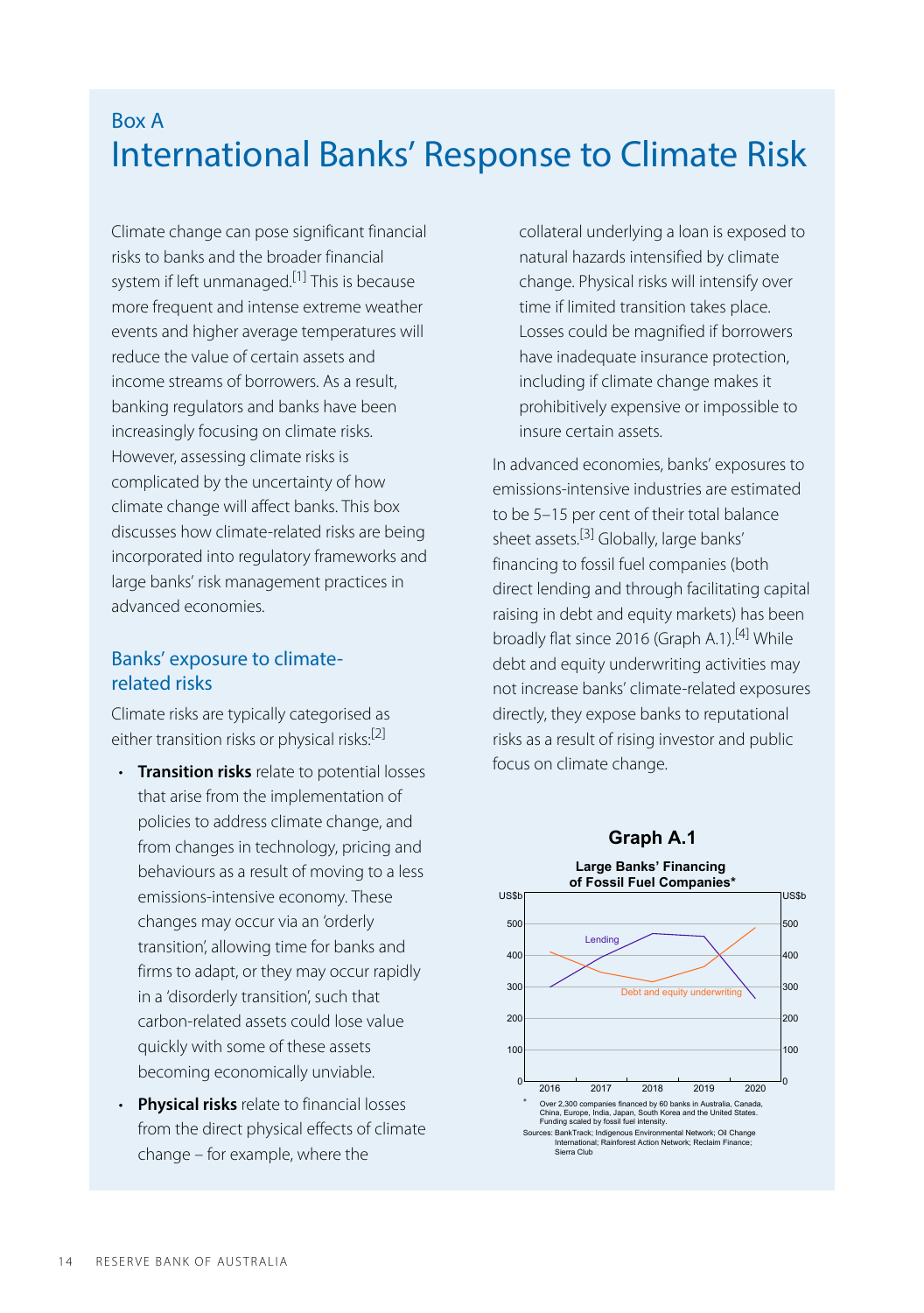Box A

# International Banks' Response to Climate Risk

Climate change can pose significant financial risks to banks and the broader financial system if left unmanaged.[1] This is because more frequent and intense extreme weather events and higher average temperatures will reduce the value of certain assets and income streams of borrowers. As a result, banking regulators and banks have been increasingly focusing on climate risks. However, assessing climate risks is complicated by the uncertainty of how climate change will affect banks. This box discusses how climate-related risks are being incorporated into regulatory frameworks and large banks' risk management practices in advanced economies.

## Banks' exposure to climate-related risks

Climate risks are typically categorised as either transition risks or physical risks:[2]

- **Transition risks** relate to potential losses that arise from the implementation of policies to address climate change, and from changes in technology, pricing and behaviours as a result of moving to a less emissions-intensive economy. These changes may occur via an 'orderly transition', allowing time for banks and firms to adapt, or they may occur rapidly in a 'disorderly transition', such that carbon-related assets could lose value quickly with some of these assets becoming economically unviable.
- **Physical risks** relate to financial losses from the direct physical effects of climate change – for example, where the collateral underlying a loan is exposed to natural hazards intensified by climate change. Physical risks will intensify over time if limited transition takes place. Losses could be magnified if borrowers have inadequate insurance protection, including if climate change makes it prohibitively expensive or impossible to insure certain assets.

In advanced economies, banks' exposures to emissions-intensive industries are estimated to be 5–15 per cent of their total balance sheet assets.[3] Globally, large banks' financing to fossil fuel companies (both direct lending and through facilitating capital raising in debt and equity markets) has been broadly flat since 2016 (Graph A.1).[4] While debt and equity underwriting activities may not increase banks' climate-related exposures directly, they expose banks to reputational risks as a result of rising investor and public focus on climate change.

**Graph A.1**

**Large Banks' Financing of Fossil Fuel Companies***

\* Over 2,300 companies financed by 60 banks in Australia, Canada, China, Europe, India, Japan, South Korea and the United States. Funding scaled by fossil fuel intensity.

Sources: BankTrack; Indigenous Environmental Network; Oil Change International; Rainforest Action Network; Reclaim Finance; Sierra Club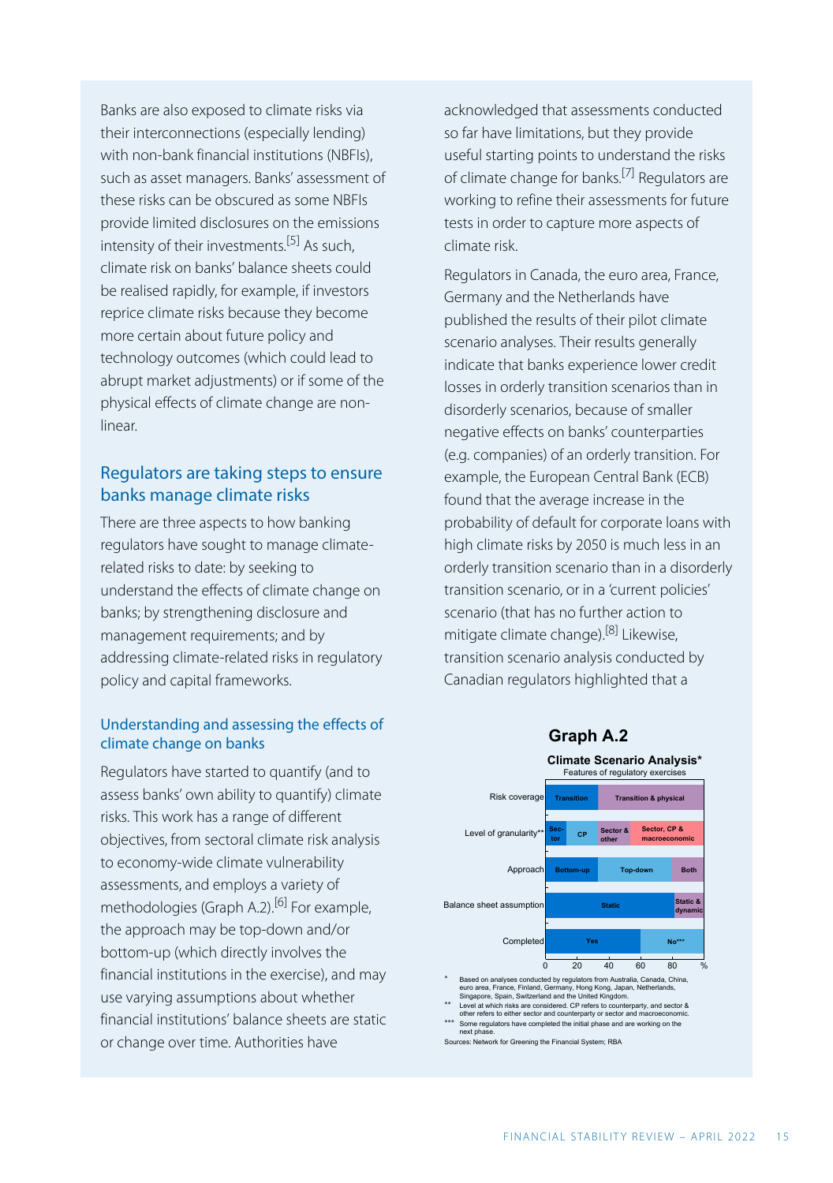Banks are also exposed to climate risks via their interconnections (especially lending) with non-bank financial institutions (NBFIs), such as asset managers. Banks' assessment of these risks can be obscured as some NBFIs provide limited disclosures on the emissions intensity of their investments.[5] As such, climate risk on banks' balance sheets could be realised rapidly, for example, if investors reprice climate risks because they become more certain about future policy and technology outcomes (which could lead to abrupt market adjustments) or if some of the physical effects of climate change are non-linear.

## Regulators are taking steps to ensure banks manage climate risks

There are three aspects to how banking regulators have sought to manage climate-related risks to date: by seeking to understand the effects of climate change on banks; by strengthening disclosure and management requirements; and by addressing climate-related risks in regulatory policy and capital frameworks.

### Understanding and assessing the effects of climate change on banks

Regulators have started to quantify (and to assess banks' own ability to quantify) climate risks. This work has a range of different objectives, from sectoral climate risk analysis to economy-wide climate vulnerability assessments, and employs a variety of methodologies (Graph A.2).[6] For example, the approach may be top-down and/or bottom-up (which directly involves the financial institutions in the exercise), and may use varying assumptions about whether financial institutions' balance sheets are static or change over time. Authorities have acknowledged that assessments conducted so far have limitations, but they provide useful starting points to understand the risks of climate change for banks.[7] Regulators are working to refine their assessments for future tests in order to capture more aspects of climate risk.

Regulators in Canada, the euro area, France, Germany and the Netherlands have published the results of their pilot climate scenario analyses. Their results generally indicate that banks experience lower credit losses in orderly transition scenarios than in disorderly scenarios, because of smaller negative effects on banks' counterparties (e.g. companies) of an orderly transition. For example, the European Central Bank (ECB) found that the average increase in the probability of default for corporate loans with high climate risks by 2050 is much less in an orderly transition scenario than in a disorderly transition scenario, or in a 'current policies' scenario (that has no further action to mitigate climate change).[8] Likewise, transition scenario analysis conducted by Canadian regulators highlighted that a

**Graph A.2**

**Climate Scenario Analysis***

Features of regulatory exercises

| Feature | Categories (approximate share, %) |
|---|---|
| Risk coverage | Transition (0–33); Transition & physical (33–100) |
| Level of granularity** | Sector (0–13); CP (13–33); Sector & other (33–53); Sector, CP & macroeconomic (53–100) |
| Approach | Bottom-up (0–33); Top-down (33–80); Both (80–100) |
| Balance sheet assumption | Static (0–81); Static & dynamic (81–100) |
| Completed | Yes (0–60); No*** (60–100) |

\* Based on analyses conducted by regulators from Australia, Canada, China, euro area, France, Finland, Germany, Hong Kong, Japan, Netherlands, Singapore, Spain, Switzerland and the United Kingdom.

\*\* Level at which risks are considered. CP refers to counterparty, and sector & other refers to either sector and counterparty or sector and macroeconomic.

\*\*\* Some regulators have completed the initial phase and are working on the next phase.

Sources: Network for Greening the Financial System; RBA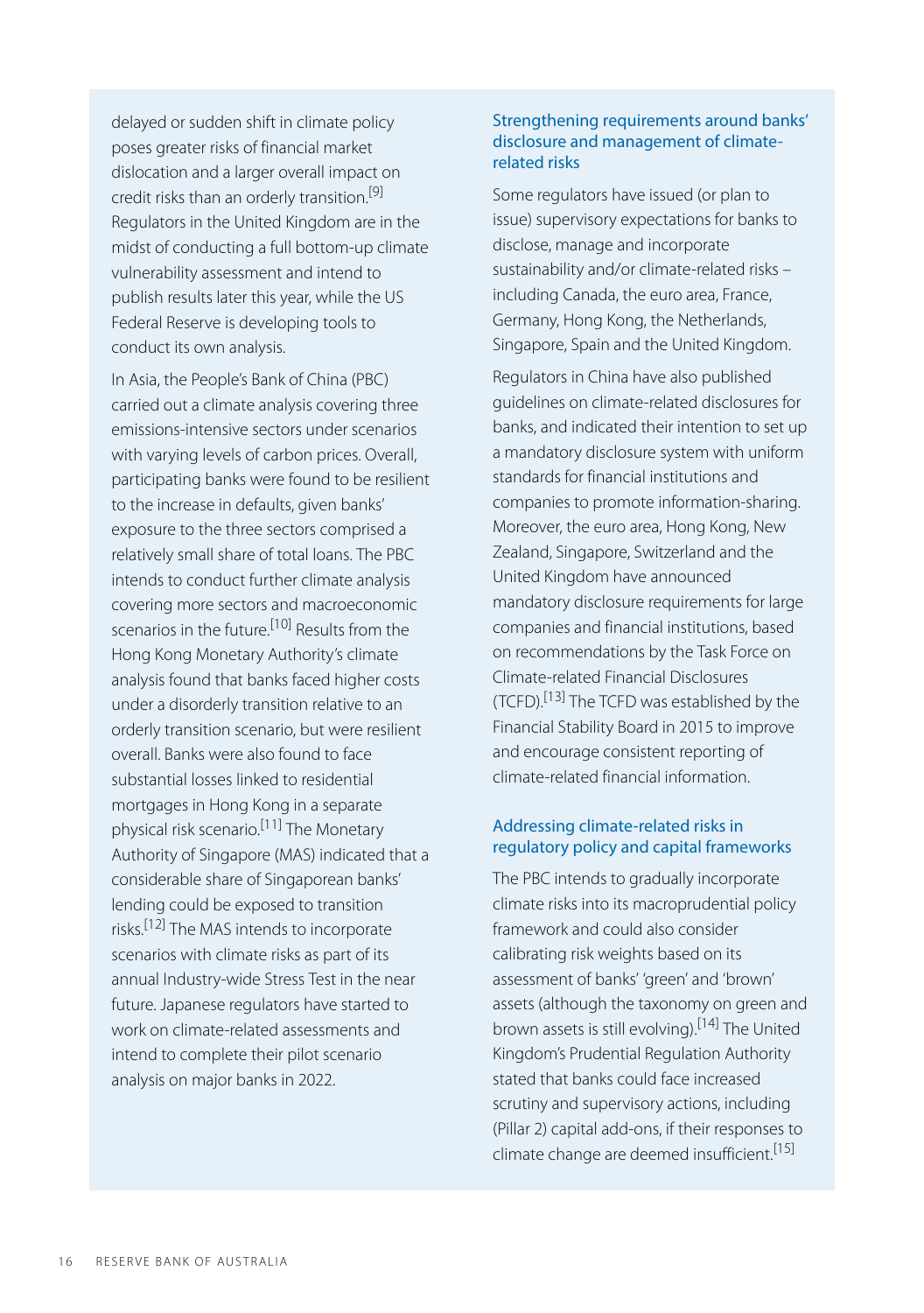delayed or sudden shift in climate policy poses greater risks of financial market dislocation and a larger overall impact on credit risks than an orderly transition.[9] Regulators in the United Kingdom are in the midst of conducting a full bottom-up climate vulnerability assessment and intend to publish results later this year, while the US Federal Reserve is developing tools to conduct its own analysis.

In Asia, the People's Bank of China (PBC) carried out a climate analysis covering three emissions-intensive sectors under scenarios with varying levels of carbon prices. Overall, participating banks were found to be resilient to the increase in defaults, given banks' exposure to the three sectors comprised a relatively small share of total loans. The PBC intends to conduct further climate analysis covering more sectors and macroeconomic scenarios in the future.[10] Results from the Hong Kong Monetary Authority's climate analysis found that banks faced higher costs under a disorderly transition relative to an orderly transition scenario, but were resilient overall. Banks were also found to face substantial losses linked to residential mortgages in Hong Kong in a separate physical risk scenario.[11] The Monetary Authority of Singapore (MAS) indicated that a considerable share of Singaporean banks' lending could be exposed to transition risks.[12] The MAS intends to incorporate scenarios with climate risks as part of its annual Industry-wide Stress Test in the near future. Japanese regulators have started to work on climate-related assessments and intend to complete their pilot scenario analysis on major banks in 2022.

### Strengthening requirements around banks' disclosure and management of climate-related risks

Some regulators have issued (or plan to issue) supervisory expectations for banks to disclose, manage and incorporate sustainability and/or climate-related risks – including Canada, the euro area, France, Germany, Hong Kong, the Netherlands, Singapore, Spain and the United Kingdom.

Regulators in China have also published guidelines on climate-related disclosures for banks, and indicated their intention to set up a mandatory disclosure system with uniform standards for financial institutions and companies to promote information-sharing. Moreover, the euro area, Hong Kong, New Zealand, Singapore, Switzerland and the United Kingdom have announced mandatory disclosure requirements for large companies and financial institutions, based on recommendations by the Task Force on Climate-related Financial Disclosures (TCFD).[13] The TCFD was established by the Financial Stability Board in 2015 to improve and encourage consistent reporting of climate-related financial information.

### Addressing climate-related risks in regulatory policy and capital frameworks

The PBC intends to gradually incorporate climate risks into its macroprudential policy framework and could also consider calibrating risk weights based on its assessment of banks' 'green' and 'brown' assets (although the taxonomy on green and brown assets is still evolving).[14] The United Kingdom's Prudential Regulation Authority stated that banks could face increased scrutiny and supervisory actions, including (Pillar 2) capital add-ons, if their responses to climate change are deemed insufficient.[15]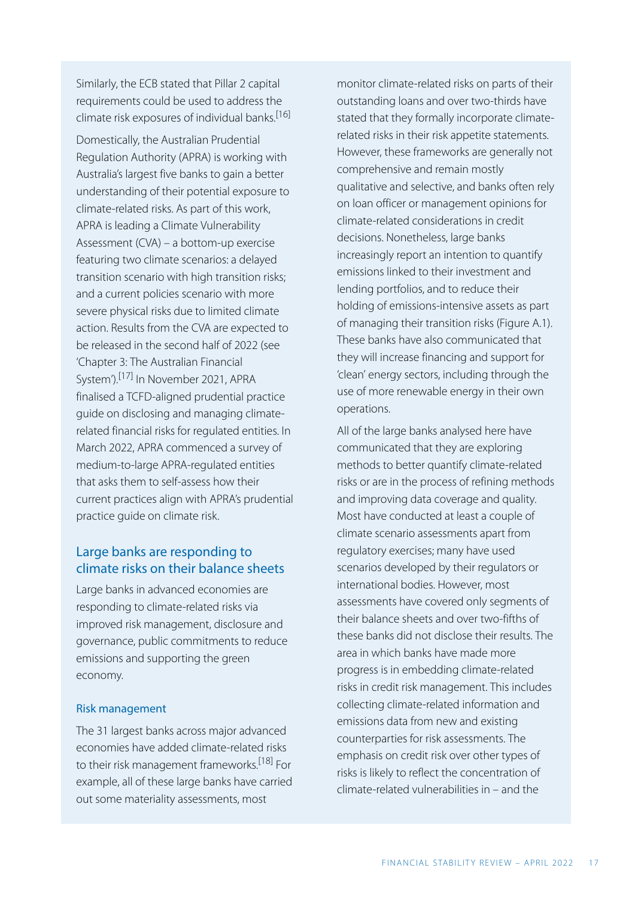Similarly, the ECB stated that Pillar 2 capital requirements could be used to address the climate risk exposures of individual banks.[16]

Domestically, the Australian Prudential Regulation Authority (APRA) is working with Australia's largest five banks to gain a better understanding of their potential exposure to climate-related risks. As part of this work, APRA is leading a Climate Vulnerability Assessment (CVA) – a bottom-up exercise featuring two climate scenarios: a delayed transition scenario with high transition risks; and a current policies scenario with more severe physical risks due to limited climate action. Results from the CVA are expected to be released in the second half of 2022 (see 'Chapter 3: The Australian Financial System').[17] In November 2021, APRA finalised a TCFD-aligned prudential practice guide on disclosing and managing climate-related financial risks for regulated entities. In March 2022, APRA commenced a survey of medium-to-large APRA-regulated entities that asks them to self-assess how their current practices align with APRA's prudential practice guide on climate risk.

## Large banks are responding to climate risks on their balance sheets

Large banks in advanced economies are responding to climate-related risks via improved risk management, disclosure and governance, public commitments to reduce emissions and supporting the green economy.

### Risk management

The 31 largest banks across major advanced economies have added climate-related risks to their risk management frameworks.[18] For example, all of these large banks have carried out some materiality assessments, most monitor climate-related risks on parts of their outstanding loans and over two-thirds have stated that they formally incorporate climate-related risks in their risk appetite statements. However, these frameworks are generally not comprehensive and remain mostly qualitative and selective, and banks often rely on loan officer or management opinions for climate-related considerations in credit decisions. Nonetheless, large banks increasingly report an intention to quantify emissions linked to their investment and lending portfolios, and to reduce their holding of emissions-intensive assets as part of managing their transition risks (Figure A.1). These banks have also communicated that they will increase financing and support for 'clean' energy sectors, including through the use of more renewable energy in their own operations.

All of the large banks analysed here have communicated that they are exploring methods to better quantify climate-related risks or are in the process of refining methods and improving data coverage and quality. Most have conducted at least a couple of climate scenario assessments apart from regulatory exercises; many have used scenarios developed by their regulators or international bodies. However, most assessments have covered only segments of their balance sheets and over two-fifths of these banks did not disclose their results. The area in which banks have made more progress is in embedding climate-related risks in credit risk management. This includes collecting climate-related information and emissions data from new and existing counterparties for risk assessments. The emphasis on credit risk over other types of risks is likely to reflect the concentration of climate-related vulnerabilities in – and the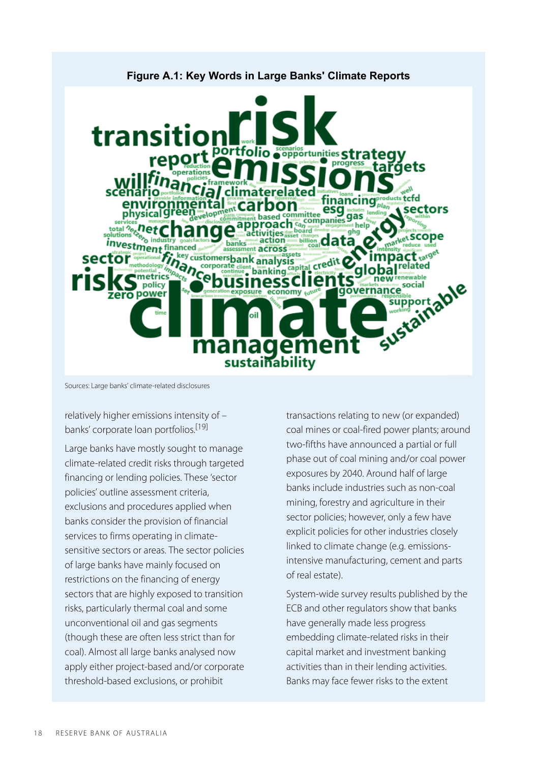**Figure A.1: Key Words in Large Banks' Climate Reports**

Sources: Large banks' climate-related disclosures

relatively higher emissions intensity of – banks' corporate loan portfolios.[19]

Large banks have mostly sought to manage climate-related credit risks through targeted financing or lending policies. These 'sector policies' outline assessment criteria, exclusions and procedures applied when banks consider the provision of financial services to firms operating in climate-sensitive sectors or areas. The sector policies of large banks have mainly focused on restrictions on the financing of energy sectors that are highly exposed to transition risks, particularly thermal coal and some unconventional oil and gas segments (though these are often less strict than for coal). Almost all large banks analysed now apply either project-based and/or corporate threshold-based exclusions, or prohibit transactions relating to new (or expanded) coal mines or coal-fired power plants; around two-fifths have announced a partial or full phase out of coal mining and/or coal power exposures by 2040. Around half of large banks include industries such as non-coal mining, forestry and agriculture in their sector policies; however, only a few have explicit policies for other industries closely linked to climate change (e.g. emissions-intensive manufacturing, cement and parts of real estate).

System-wide survey results published by the ECB and other regulators show that banks have generally made less progress embedding climate-related risks in their capital market and investment banking activities than in their lending activities. Banks may face fewer risks to the extent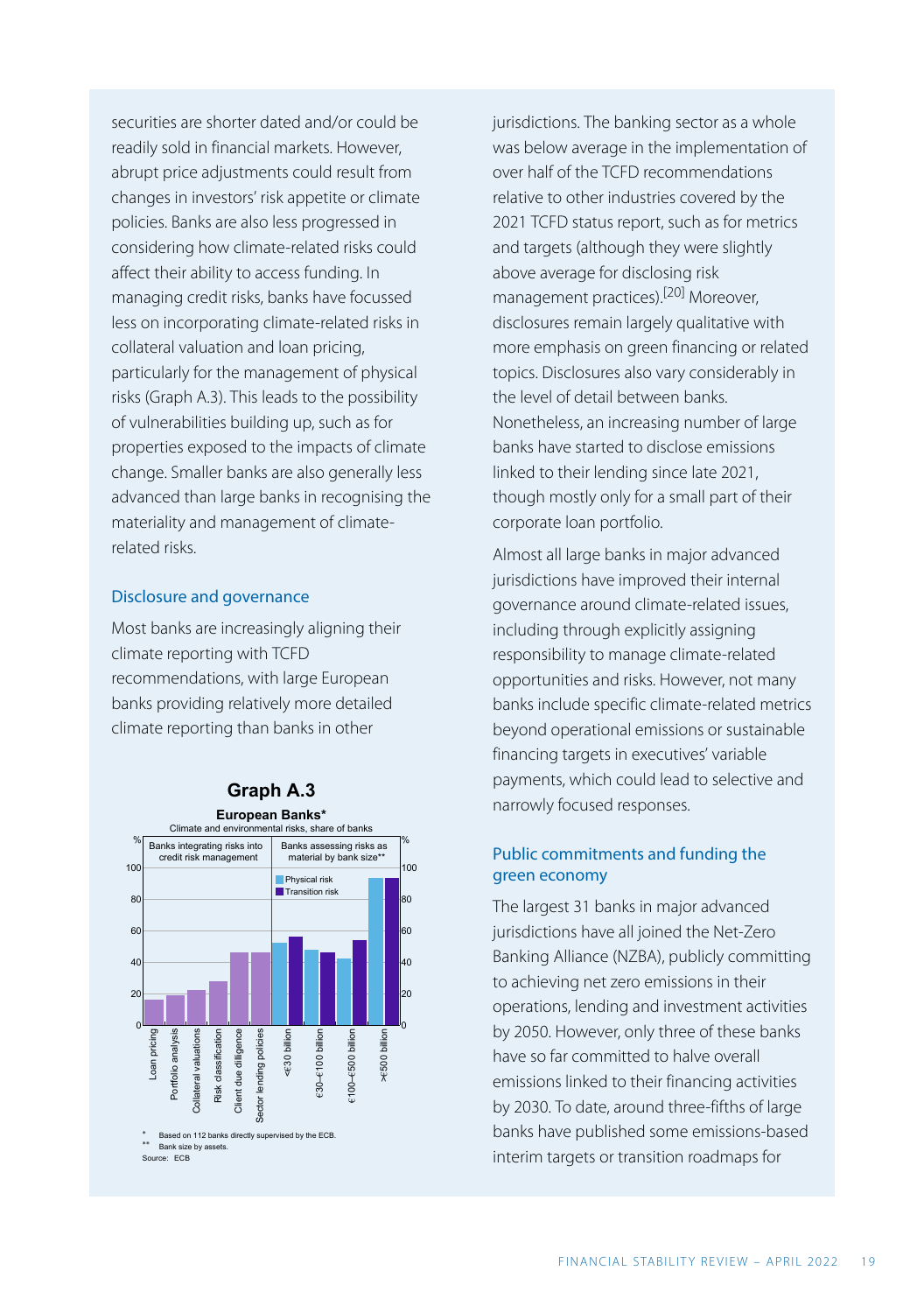securities are shorter dated and/or could be readily sold in financial markets. However, abrupt price adjustments could result from changes in investors' risk appetite or climate policies. Banks are also less progressed in considering how climate-related risks could affect their ability to access funding. In managing credit risks, banks have focussed less on incorporating climate-related risks in collateral valuation and loan pricing, particularly for the management of physical risks (Graph A.3). This leads to the possibility of vulnerabilities building up, such as for properties exposed to the impacts of climate change. Smaller banks are also generally less advanced than large banks in recognising the materiality and management of climate-related risks.

### Disclosure and governance

Most banks are increasingly aligning their climate reporting with TCFD recommendations, with large European banks providing relatively more detailed climate reporting than banks in other jurisdictions. The banking sector as a whole was below average in the implementation of over half of the TCFD recommendations relative to other industries covered by the 2021 TCFD status report, such as for metrics and targets (although they were slightly above average for disclosing risk management practices).[20] Moreover, disclosures remain largely qualitative with more emphasis on green financing or related topics. Disclosures also vary considerably in the level of detail between banks. Nonetheless, an increasing number of large banks have started to disclose emissions linked to their lending since late 2021, though mostly only for a small part of their corporate loan portfolio.

Almost all large banks in major advanced jurisdictions have improved their internal governance around climate-related issues, including through explicitly assigning responsibility to manage climate-related opportunities and risks. However, not many banks include specific climate-related metrics beyond operational emissions or sustainable financing targets in executives' variable payments, which could lead to selective and narrowly focused responses.

**Graph A.3**

**European Banks***

Climate and environmental risks, share of banks

| Banks integrating risks into credit risk management | % |
|---|---|
| Loan pricing | 16 |
| Portfolio analysis | 19 |
| Collateral valuations | 22 |
| Risk classification | 28 |
| Client due diligence | 46 |
| Sector lending policies | 46 |

| Banks assessing risks as material by bank size** | Physical risk (%) | Transition risk (%) |
|---|---|---|
| <€30 billion | 52 | 56 |
| €30-€100 billion | 48 | 46 |
| €100-€500 billion | 42 | 54 |
| >€500 billion | 93 | 93 |

\* Based on 112 banks directly supervised by the ECB.
\*\* Bank size by assets.
Source: ECB

### Public commitments and funding the green economy

The largest 31 banks in major advanced jurisdictions have all joined the Net-Zero Banking Alliance (NZBA), publicly committing to achieving net zero emissions in their operations, lending and investment activities by 2050. However, only three of these banks have so far committed to halve overall emissions linked to their financing activities by 2030. To date, around three-fifths of large banks have published some emissions-based interim targets or transition roadmaps for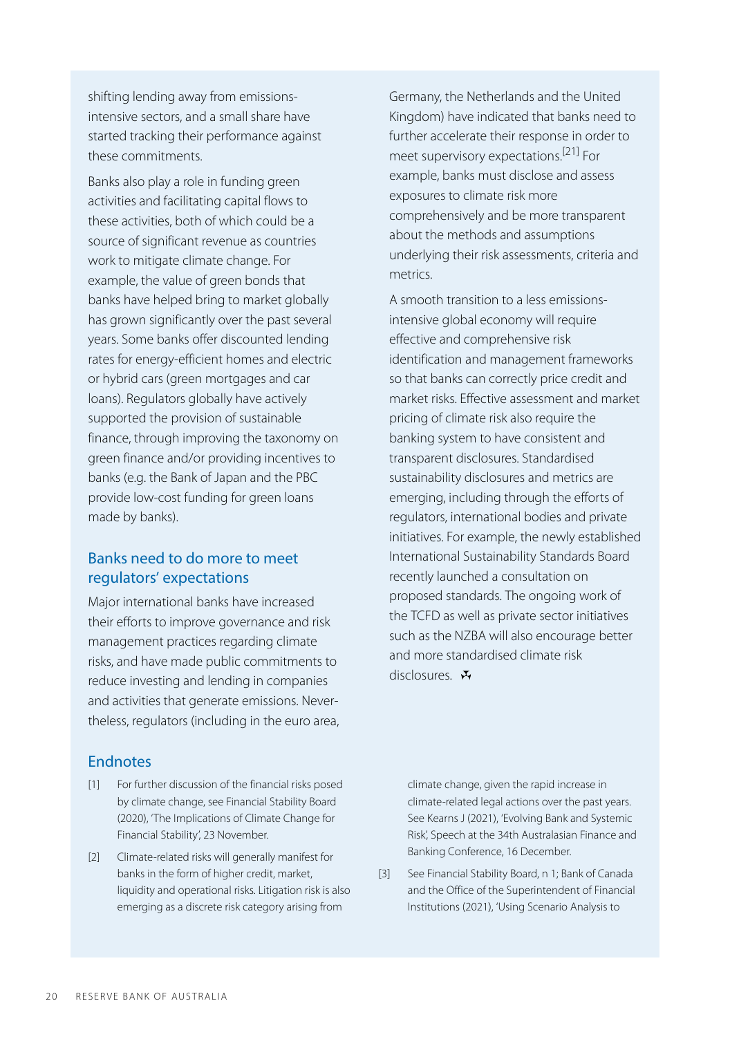shifting lending away from emissions-intensive sectors, and a small share have started tracking their performance against these commitments.

Banks also play a role in funding green activities and facilitating capital flows to these activities, both of which could be a source of significant revenue as countries work to mitigate climate change. For example, the value of green bonds that banks have helped bring to market globally has grown significantly over the past several years. Some banks offer discounted lending rates for energy-efficient homes and electric or hybrid cars (green mortgages and car loans). Regulators globally have actively supported the provision of sustainable finance, through improving the taxonomy on green finance and/or providing incentives to banks (e.g. the Bank of Japan and the PBC provide low-cost funding for green loans made by banks).

## Banks need to do more to meet regulators' expectations

Major international banks have increased their efforts to improve governance and risk management practices regarding climate risks, and have made public commitments to reduce investing and lending in companies and activities that generate emissions. Nevertheless, regulators (including in the euro area, Germany, the Netherlands and the United Kingdom) have indicated that banks need to further accelerate their response in order to meet supervisory expectations.[21] For example, banks must disclose and assess exposures to climate risk more comprehensively and be more transparent about the methods and assumptions underlying their risk assessments, criteria and metrics.

A smooth transition to a less emissions-intensive global economy will require effective and comprehensive risk identification and management frameworks so that banks can correctly price credit and market risks. Effective assessment and market pricing of climate risk also require the banking system to have consistent and transparent disclosures. Standardised sustainability disclosures and metrics are emerging, including through the efforts of regulators, international bodies and private initiatives. For example, the newly established International Sustainability Standards Board recently launched a consultation on proposed standards. The ongoing work of the TCFD as well as private sector initiatives such as the NZBA will also encourage better and more standardised climate risk disclosures.

## Endnotes

[1] For further discussion of the financial risks posed by climate change, see Financial Stability Board (2020), 'The Implications of Climate Change for Financial Stability', 23 November.

[2] Climate-related risks will generally manifest for banks in the form of higher credit, market, liquidity and operational risks. Litigation risk is also emerging as a discrete risk category arising from climate change, given the rapid increase in climate-related legal actions over the past years. See Kearns J (2021), 'Evolving Bank and Systemic Risk', Speech at the 34th Australasian Finance and Banking Conference, 16 December.

[3] See Financial Stability Board, n 1; Bank of Canada and the Office of the Superintendent of Financial Institutions (2021), 'Using Scenario Analysis to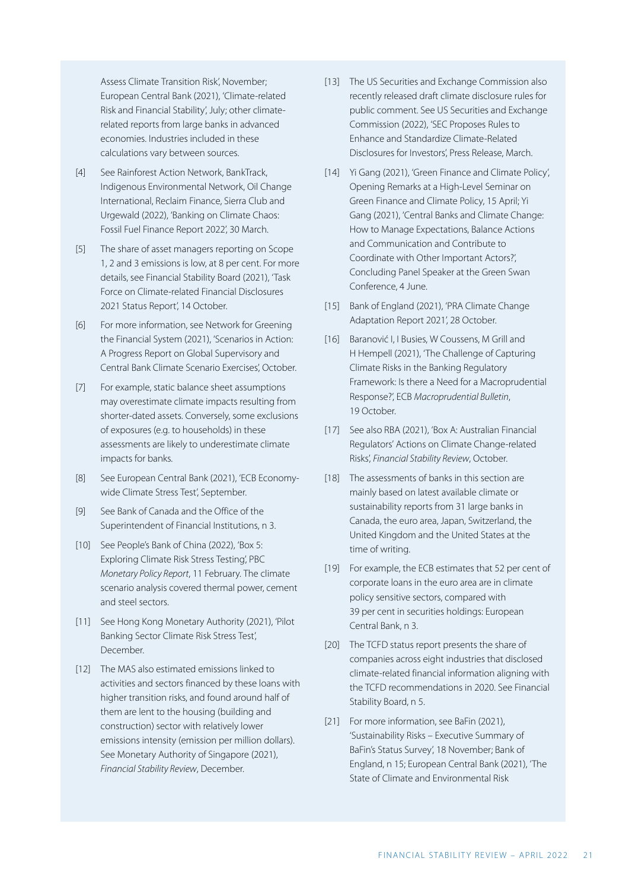Assess Climate Transition Risk', November; European Central Bank (2021), 'Climate-related Risk and Financial Stability', July; other climate-related reports from large banks in advanced economies. Industries included in these calculations vary between sources.

[4] See Rainforest Action Network, BankTrack, Indigenous Environmental Network, Oil Change International, Reclaim Finance, Sierra Club and Urgewald (2022), 'Banking on Climate Chaos: Fossil Fuel Finance Report 2022', 30 March.

[5] The share of asset managers reporting on Scope 1, 2 and 3 emissions is low, at 8 per cent. For more details, see Financial Stability Board (2021), 'Task Force on Climate-related Financial Disclosures 2021 Status Report', 14 October.

[6] For more information, see Network for Greening the Financial System (2021), 'Scenarios in Action: A Progress Report on Global Supervisory and Central Bank Climate Scenario Exercises', October.

[7] For example, static balance sheet assumptions may overestimate climate impacts resulting from shorter-dated assets. Conversely, some exclusions of exposures (e.g. to households) in these assessments are likely to underestimate climate impacts for banks.

[8] See European Central Bank (2021), 'ECB Economy-wide Climate Stress Test', September.

[9] See Bank of Canada and the Office of the Superintendent of Financial Institutions, n 3.

[10] See People's Bank of China (2022), 'Box 5: Exploring Climate Risk Stress Testing', PBC *Monetary Policy Report*, 11 February. The climate scenario analysis covered thermal power, cement and steel sectors.

[11] See Hong Kong Monetary Authority (2021), 'Pilot Banking Sector Climate Risk Stress Test', December.

[12] The MAS also estimated emissions linked to activities and sectors financed by these loans with higher transition risks, and found around half of them are lent to the housing (building and construction) sector with relatively lower emissions intensity (emission per million dollars). See Monetary Authority of Singapore (2021), *Financial Stability Review*, December.

[13] The US Securities and Exchange Commission also recently released draft climate disclosure rules for public comment. See US Securities and Exchange Commission (2022), 'SEC Proposes Rules to Enhance and Standardize Climate-Related Disclosures for Investors', Press Release, March.

[14] Yi Gang (2021), 'Green Finance and Climate Policy', Opening Remarks at a High-Level Seminar on Green Finance and Climate Policy, 15 April; Yi Gang (2021), 'Central Banks and Climate Change: How to Manage Expectations, Balance Actions and Communication and Contribute to Coordinate with Other Important Actors?', Concluding Panel Speaker at the Green Swan Conference, 4 June.

[15] Bank of England (2021), 'PRA Climate Change Adaptation Report 2021', 28 October.

[16] Baranović I, I Busies, W Coussens, M Grill and H Hempell (2021), 'The Challenge of Capturing Climate Risks in the Banking Regulatory Framework: Is there a Need for a Macroprudential Response?', ECB *Macroprudential Bulletin*, 19 October.

[17] See also RBA (2021), 'Box A: Australian Financial Regulators' Actions on Climate Change-related Risks', *Financial Stability Review*, October.

[18] The assessments of banks in this section are mainly based on latest available climate or sustainability reports from 31 large banks in Canada, the euro area, Japan, Switzerland, the United Kingdom and the United States at the time of writing.

[19] For example, the ECB estimates that 52 per cent of corporate loans in the euro area are in climate policy sensitive sectors, compared with 39 per cent in securities holdings: European Central Bank, n 3.

[20] The TCFD status report presents the share of companies across eight industries that disclosed climate-related financial information aligning with the TCFD recommendations in 2020. See Financial Stability Board, n 5.

[21] For more information, see BaFin (2021), 'Sustainability Risks – Executive Summary of BaFin's Status Survey', 18 November; Bank of England, n 15; European Central Bank (2021), 'The State of Climate and Environmental Risk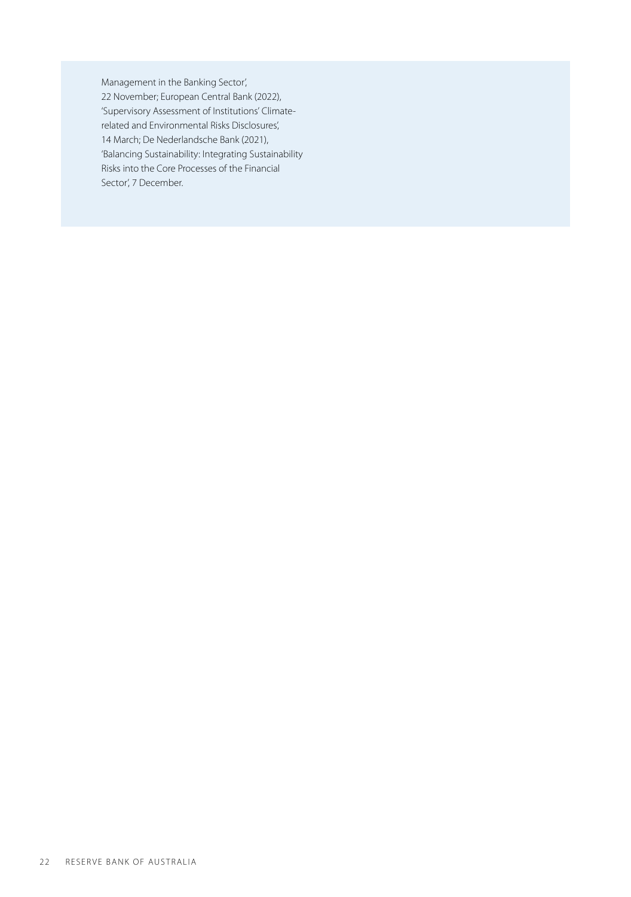Management in the Banking Sector', 22 November; European Central Bank (2022), 'Supervisory Assessment of Institutions' Climate-related and Environmental Risks Disclosures', 14 March; De Nederlandsche Bank (2021), 'Balancing Sustainability: Integrating Sustainability Risks into the Core Processes of the Financial Sector', 7 December.